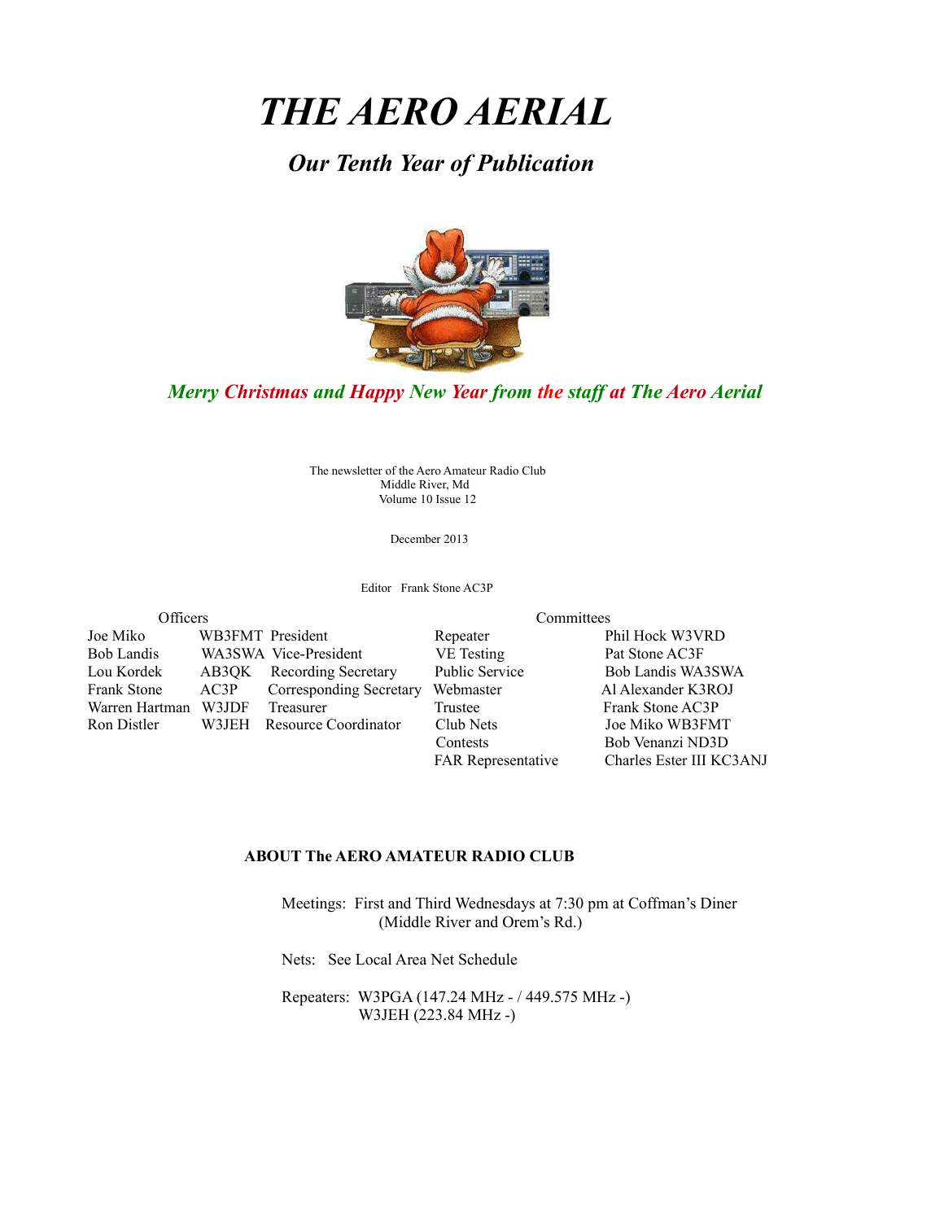# *THE AERO AERIAL*

## *Our Tenth Year of Publication*

***Merry Christmas and Happy New Year from the staff at The Aero Aerial***

The newsletter of the Aero Amateur Radio Club
Middle River, Md
Volume 10 Issue 12

December 2013

Editor Frank Stone AC3P

| Officers | | |
|---|---|---|
| Joe Miko | WB3FMT | President |
| Bob Landis | WA3SWA | Vice-President |
| Lou Kordek | AB3QK | Recording Secretary |
| Frank Stone | AC3P | Corresponding Secretary |
| Warren Hartman | W3JDF | Treasurer |
| Ron Distler | W3JEH | Resource Coordinator |

| Committees | |
|---|---|
| Repeater | Phil Hock W3VRD |
| VE Testing | Pat Stone AC3F |
| Public Service | Bob Landis WA3SWA |
| Webmaster | Al Alexander K3ROJ |
| Trustee | Frank Stone AC3P |
| Club Nets | Joe Miko WB3FMT |
| Contests | Bob Venanzi ND3D |
| FAR Representative | Charles Ester III KC3ANJ |

**ABOUT The AERO AMATEUR RADIO CLUB**

Meetings: First and Third Wednesdays at 7:30 pm at Coffman's Diner
(Middle River and Orem's Rd.)

Nets: See Local Area Net Schedule

Repeaters: W3PGA (147.24 MHz - / 449.575 MHz -)
W3JEH (223.84 MHz -)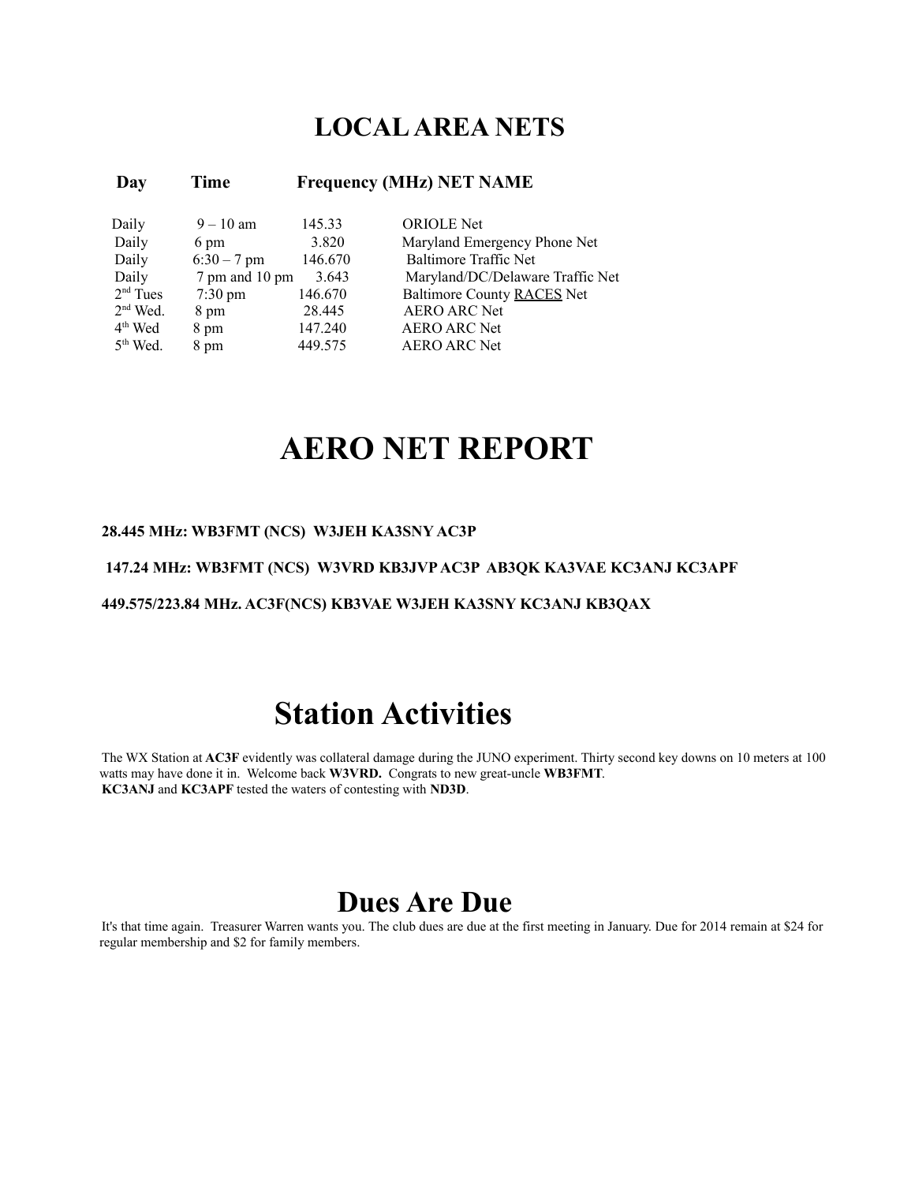# LOCAL AREA NETS

| Day | Time | Frequency (MHz) | NET NAME |
|---|---|---|---|
| Daily | 9 – 10 am | 145.33 | ORIOLE Net |
| Daily | 6 pm | 3.820 | Maryland Emergency Phone Net |
| Daily | 6:30 – 7 pm | 146.670 | Baltimore Traffic Net |
| Daily | 7 pm and 10 pm | 3.643 | Maryland/DC/Delaware Traffic Net |
| 2nd Tues | 7:30 pm | 146.670 | Baltimore County RACES Net |
| 2nd Wed. | 8 pm | 28.445 | AERO ARC Net |
| 4th Wed | 8 pm | 147.240 | AERO ARC Net |
| 5th Wed. | 8 pm | 449.575 | AERO ARC Net |

# AERO NET REPORT

**28.445 MHz: WB3FMT (NCS) W3JEH KA3SNY AC3P**

**147.24 MHz: WB3FMT (NCS) W3VRD KB3JVP AC3P AB3QK KA3VAE KC3ANJ KC3APF**

**449.575/223.84 MHz. AC3F(NCS) KB3VAE W3JEH KA3SNY KC3ANJ KB3QAX**

# Station Activities

The WX Station at **AC3F** evidently was collateral damage during the JUNO experiment. Thirty second key downs on 10 meters at 100 watts may have done it in. Welcome back **W3VRD.** Congrats to new great-uncle **WB3FMT**. **KC3ANJ** and **KC3APF** tested the waters of contesting with **ND3D**.

# Dues Are Due

It's that time again. Treasurer Warren wants you. The club dues are due at the first meeting in January. Due for 2014 remain at $24 for regular membership and $2 for family members.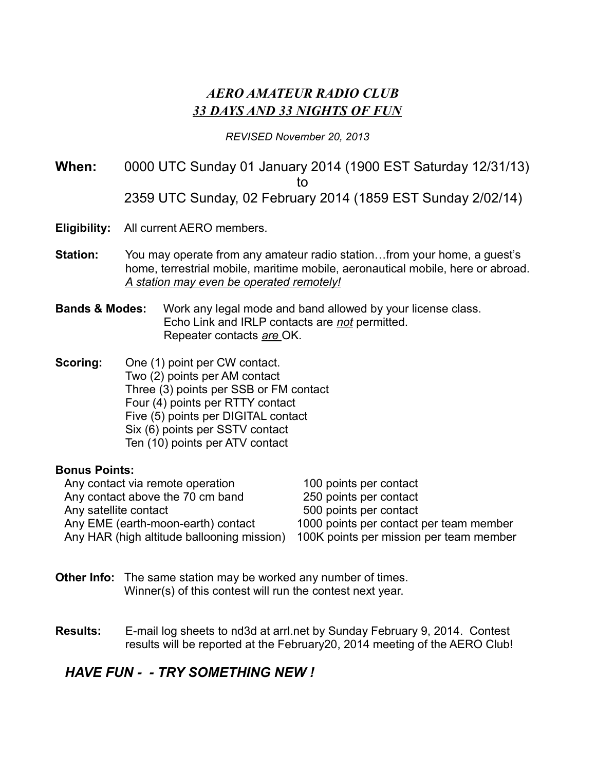# *AERO AMATEUR RADIO CLUB*
## ***33 DAYS AND 33 NIGHTS OF FUN***

*REVISED November 20, 2013*

**When:** 0000 UTC Sunday 01 January 2014 (1900 EST Saturday 12/31/13)
to
2359 UTC Sunday, 02 February 2014 (1859 EST Sunday 2/02/14)

**Eligibility:** All current AERO members.

**Station:** You may operate from any amateur radio station…from your home, a guest's home, terrestrial mobile, maritime mobile, aeronautical mobile, here or abroad. *A station may even be operated remotely!*

**Bands & Modes:** Work any legal mode and band allowed by your license class.
Echo Link and IRLP contacts are *not* permitted.
Repeater contacts *are* OK.

**Scoring:** One (1) point per CW contact.
Two (2) points per AM contact
Three (3) points per SSB or FM contact
Four (4) points per RTTY contact
Five (5) points per DIGITAL contact
Six (6) points per SSTV contact
Ten (10) points per ATV contact

**Bonus Points:**

| | |
|---|---|
| Any contact via remote operation | 100 points per contact |
| Any contact above the 70 cm band | 250 points per contact |
| Any satellite contact | 500 points per contact |
| Any EME (earth-moon-earth) contact | 1000 points per contact per team member |
| Any HAR (high altitude ballooning mission) | 100K points per mission per team member |

**Other Info:** The same station may be worked any number of times.
Winner(s) of this contest will run the contest next year.

**Results:** E-mail log sheets to nd3d at arrl.net by Sunday February 9, 2014. Contest results will be reported at the February20, 2014 meeting of the AERO Club!

***HAVE FUN - - TRY SOMETHING NEW !***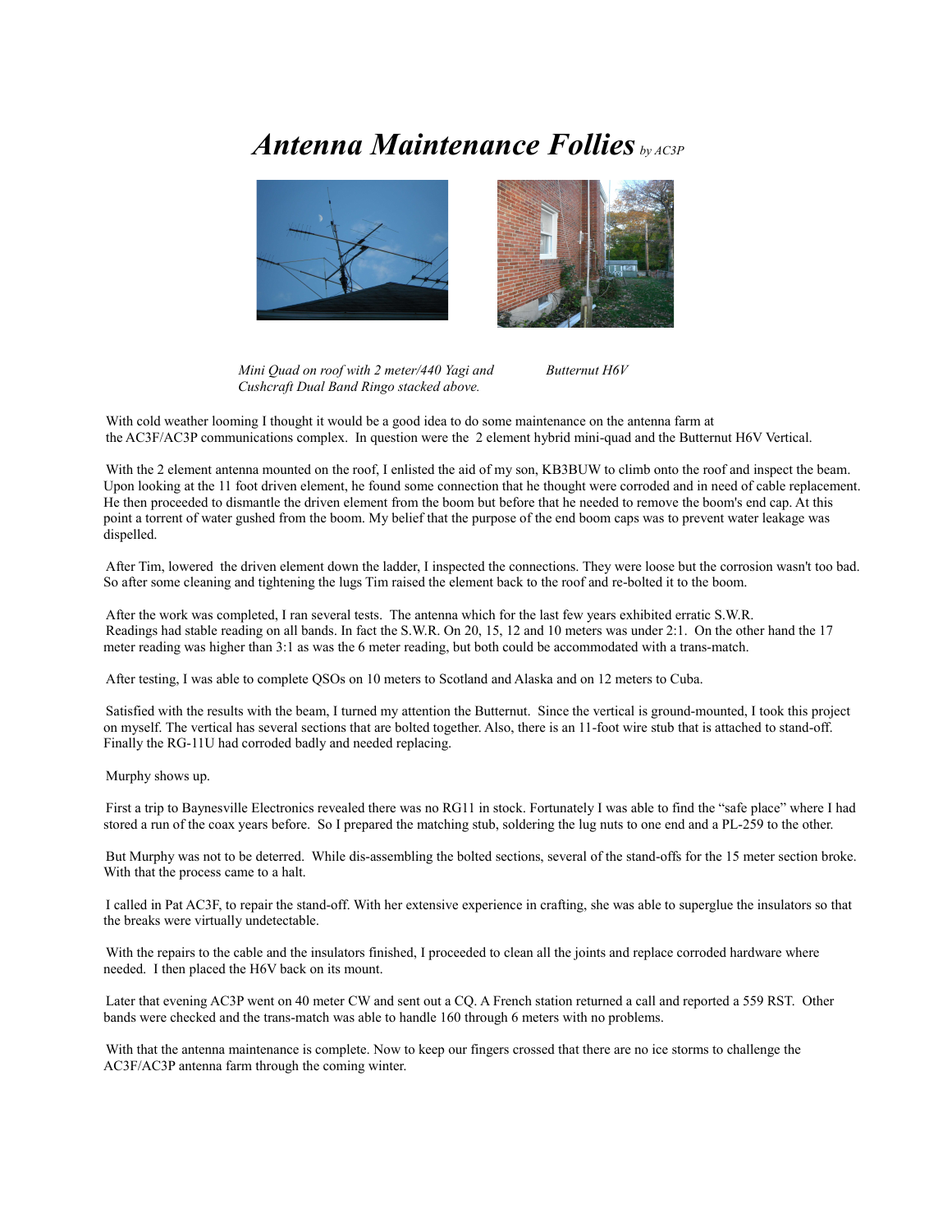# *Antenna Maintenance Follies* *by AC3P*

*Mini Quad on roof with 2 meter/440 Yagi and Cushcraft Dual Band Ringo stacked above.*

*Butternut H6V*

With cold weather looming I thought it would be a good idea to do some maintenance on the antenna farm at the AC3F/AC3P communications complex. In question were the 2 element hybrid mini-quad and the Butternut H6V Vertical.

With the 2 element antenna mounted on the roof, I enlisted the aid of my son, KB3BUW to climb onto the roof and inspect the beam. Upon looking at the 11 foot driven element, he found some connection that he thought were corroded and in need of cable replacement. He then proceeded to dismantle the driven element from the boom but before that he needed to remove the boom's end cap. At this point a torrent of water gushed from the boom. My belief that the purpose of the end boom caps was to prevent water leakage was dispelled.

After Tim, lowered the driven element down the ladder, I inspected the connections. They were loose but the corrosion wasn't too bad. So after some cleaning and tightening the lugs Tim raised the element back to the roof and re-bolted it to the boom.

After the work was completed, I ran several tests. The antenna which for the last few years exhibited erratic S.W.R. Readings had stable reading on all bands. In fact the S.W.R. On 20, 15, 12 and 10 meters was under 2:1. On the other hand the 17 meter reading was higher than 3:1 as was the 6 meter reading, but both could be accommodated with a trans-match.

After testing, I was able to complete QSOs on 10 meters to Scotland and Alaska and on 12 meters to Cuba.

Satisfied with the results with the beam, I turned my attention the Butternut. Since the vertical is ground-mounted, I took this project on myself. The vertical has several sections that are bolted together. Also, there is an 11-foot wire stub that is attached to stand-off. Finally the RG-11U had corroded badly and needed replacing.

Murphy shows up.

First a trip to Baynesville Electronics revealed there was no RG11 in stock. Fortunately I was able to find the "safe place" where I had stored a run of the coax years before. So I prepared the matching stub, soldering the lug nuts to one end and a PL-259 to the other.

But Murphy was not to be deterred. While dis-assembling the bolted sections, several of the stand-offs for the 15 meter section broke. With that the process came to a halt.

I called in Pat AC3F, to repair the stand-off. With her extensive experience in crafting, she was able to superglue the insulators so that the breaks were virtually undetectable.

With the repairs to the cable and the insulators finished, I proceeded to clean all the joints and replace corroded hardware where needed. I then placed the H6V back on its mount.

Later that evening AC3P went on 40 meter CW and sent out a CQ. A French station returned a call and reported a 559 RST. Other bands were checked and the trans-match was able to handle 160 through 6 meters with no problems.

With that the antenna maintenance is complete. Now to keep our fingers crossed that there are no ice storms to challenge the AC3F/AC3P antenna farm through the coming winter.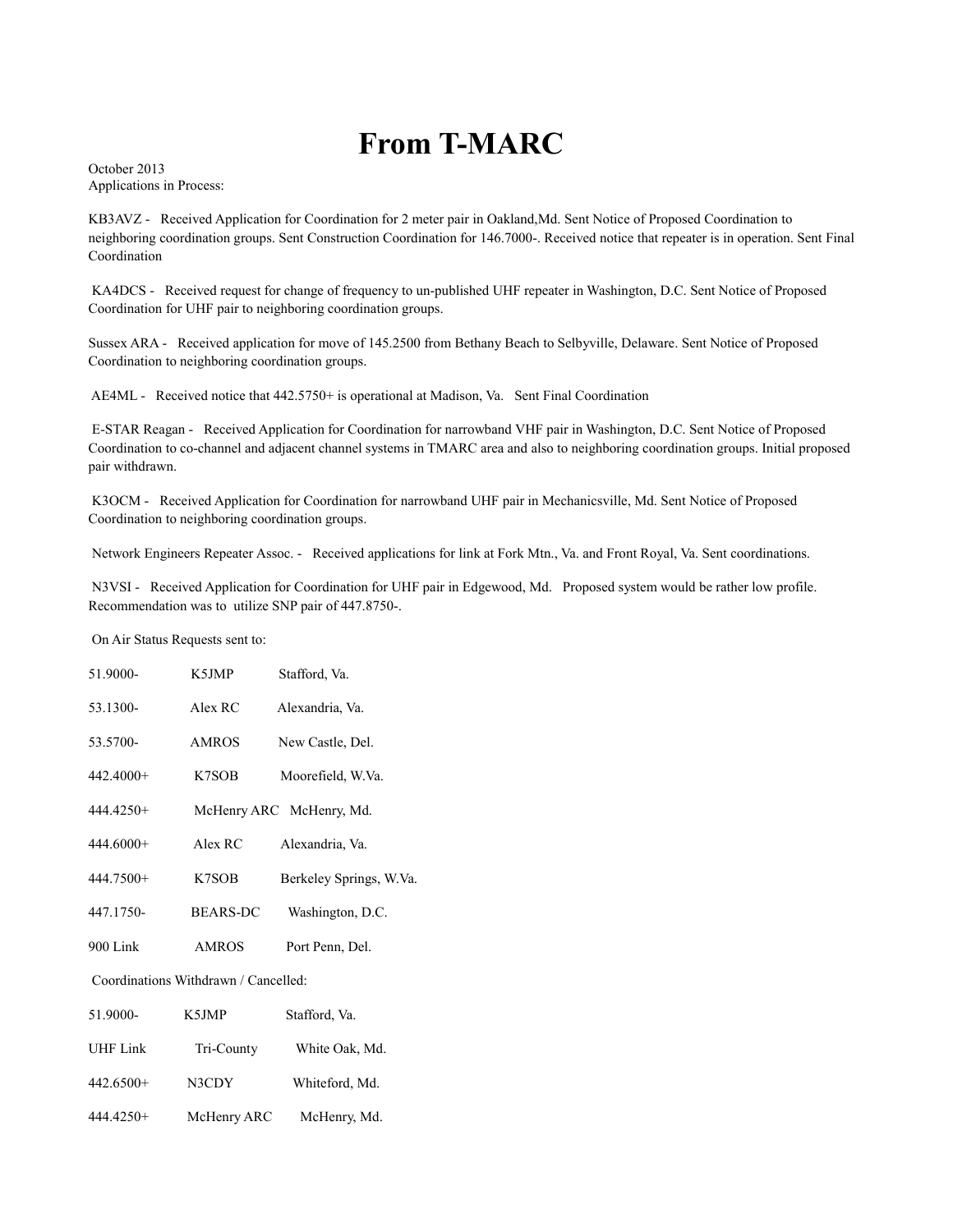# From T-MARC

October 2013
Applications in Process:

KB3AVZ - Received Application for Coordination for 2 meter pair in Oakland,Md. Sent Notice of Proposed Coordination to neighboring coordination groups. Sent Construction Coordination for 146.7000-. Received notice that repeater is in operation. Sent Final Coordination

KA4DCS - Received request for change of frequency to un-published UHF repeater in Washington, D.C. Sent Notice of Proposed Coordination for UHF pair to neighboring coordination groups.

Sussex ARA - Received application for move of 145.2500 from Bethany Beach to Selbyville, Delaware. Sent Notice of Proposed Coordination to neighboring coordination groups.

AE4ML - Received notice that 442.5750+ is operational at Madison, Va. Sent Final Coordination

E-STAR Reagan - Received Application for Coordination for narrowband VHF pair in Washington, D.C. Sent Notice of Proposed Coordination to co-channel and adjacent channel systems in TMARC area and also to neighboring coordination groups. Initial proposed pair withdrawn.

K3OCM - Received Application for Coordination for narrowband UHF pair in Mechanicsville, Md. Sent Notice of Proposed Coordination to neighboring coordination groups.

Network Engineers Repeater Assoc. - Received applications for link at Fork Mtn., Va. and Front Royal, Va. Sent coordinations.

N3VSI - Received Application for Coordination for UHF pair in Edgewood, Md. Proposed system would be rather low profile. Recommendation was to utilize SNP pair of 447.8750-.

On Air Status Requests sent to:

| | | |
|---|---|---|
| 51.9000- | K5JMP | Stafford, Va. |
| 53.1300- | Alex RC | Alexandria, Va. |
| 53.5700- | AMROS | New Castle, Del. |
| 442.4000+ | K7SOB | Moorefield, W.Va. |
| 444.4250+ | McHenry ARC | McHenry, Md. |
| 444.6000+ | Alex RC | Alexandria, Va. |
| 444.7500+ | K7SOB | Berkeley Springs, W.Va. |
| 447.1750- | BEARS-DC | Washington, D.C. |
| 900 Link | AMROS | Port Penn, Del. |

Coordinations Withdrawn / Cancelled:

| | | |
|---|---|---|
| 51.9000- | K5JMP | Stafford, Va. |
| UHF Link | Tri-County | White Oak, Md. |
| 442.6500+ | N3CDY | Whiteford, Md. |
| 444.4250+ | McHenry ARC | McHenry, Md. |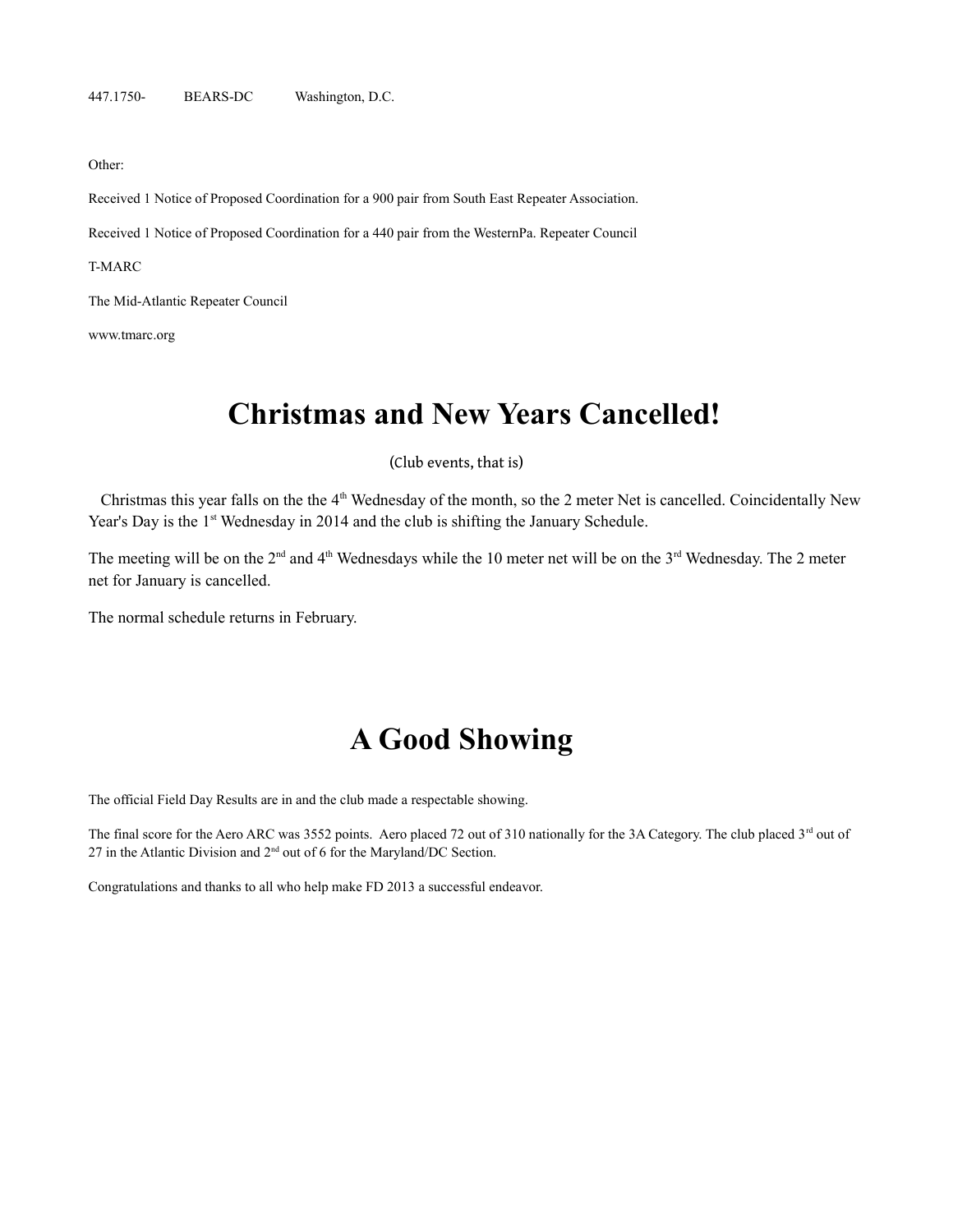447.1750-	BEARS-DC	Washington, D.C.

Other:

Received 1 Notice of Proposed Coordination for a 900 pair from South East Repeater Association.

Received 1 Notice of Proposed Coordination for a 440 pair from the WesternPa. Repeater Council

T-MARC

The Mid-Atlantic Repeater Council

www.tmarc.org

# Christmas and New Years Cancelled!

(Club events, that is)

Christmas this year falls on the the 4th Wednesday of the month, so the 2 meter Net is cancelled. Coincidentally New Year's Day is the 1st Wednesday in 2014 and the club is shifting the January Schedule.

The meeting will be on the 2nd and 4th Wednesdays while the 10 meter net will be on the 3rd Wednesday. The 2 meter net for January is cancelled.

The normal schedule returns in February.

# A Good Showing

The official Field Day Results are in and the club made a respectable showing.

The final score for the Aero ARC was 3552 points. Aero placed 72 out of 310 nationally for the 3A Category. The club placed 3rd out of 27 in the Atlantic Division and 2nd out of 6 for the Maryland/DC Section.

Congratulations and thanks to all who help make FD 2013 a successful endeavor.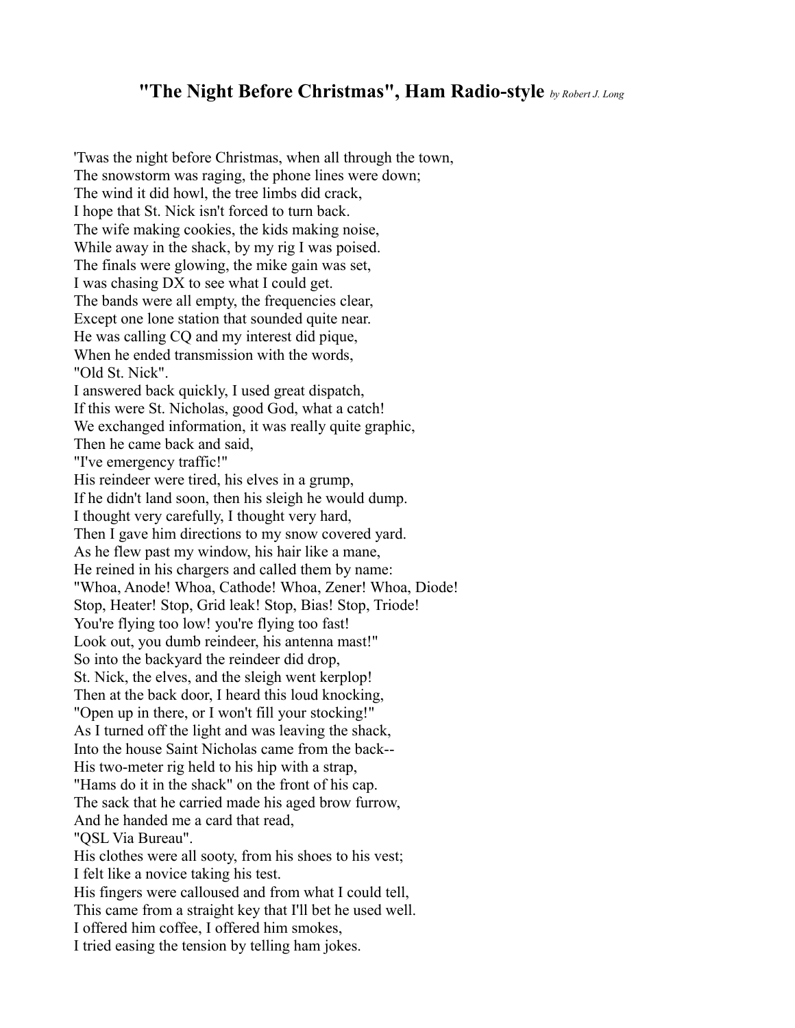## "The Night Before Christmas", Ham Radio-style *by Robert J. Long*

'Twas the night before Christmas, when all through the town,
The snowstorm was raging, the phone lines were down;
The wind it did howl, the tree limbs did crack,
I hope that St. Nick isn't forced to turn back.
The wife making cookies, the kids making noise,
While away in the shack, by my rig I was poised.
The finals were glowing, the mike gain was set,
I was chasing DX to see what I could get.
The bands were all empty, the frequencies clear,
Except one lone station that sounded quite near.
He was calling CQ and my interest did pique,
When he ended transmission with the words,
"Old St. Nick".
I answered back quickly, I used great dispatch,
If this were St. Nicholas, good God, what a catch!
We exchanged information, it was really quite graphic,
Then he came back and said,
"I've emergency traffic!"
His reindeer were tired, his elves in a grump,
If he didn't land soon, then his sleigh he would dump.
I thought very carefully, I thought very hard,
Then I gave him directions to my snow covered yard.
As he flew past my window, his hair like a mane,
He reined in his chargers and called them by name:
"Whoa, Anode! Whoa, Cathode! Whoa, Zener! Whoa, Diode!
Stop, Heater! Stop, Grid leak! Stop, Bias! Stop, Triode!
You're flying too low! you're flying too fast!
Look out, you dumb reindeer, his antenna mast!"
So into the backyard the reindeer did drop,
St. Nick, the elves, and the sleigh went kerplop!
Then at the back door, I heard this loud knocking,
"Open up in there, or I won't fill your stocking!"
As I turned off the light and was leaving the shack,
Into the house Saint Nicholas came from the back--
His two-meter rig held to his hip with a strap,
"Hams do it in the shack" on the front of his cap.
The sack that he carried made his aged brow furrow,
And he handed me a card that read,
"QSL Via Bureau".
His clothes were all sooty, from his shoes to his vest;
I felt like a novice taking his test.
His fingers were calloused and from what I could tell,
This came from a straight key that I'll bet he used well.
I offered him coffee, I offered him smokes,
I tried easing the tension by telling ham jokes.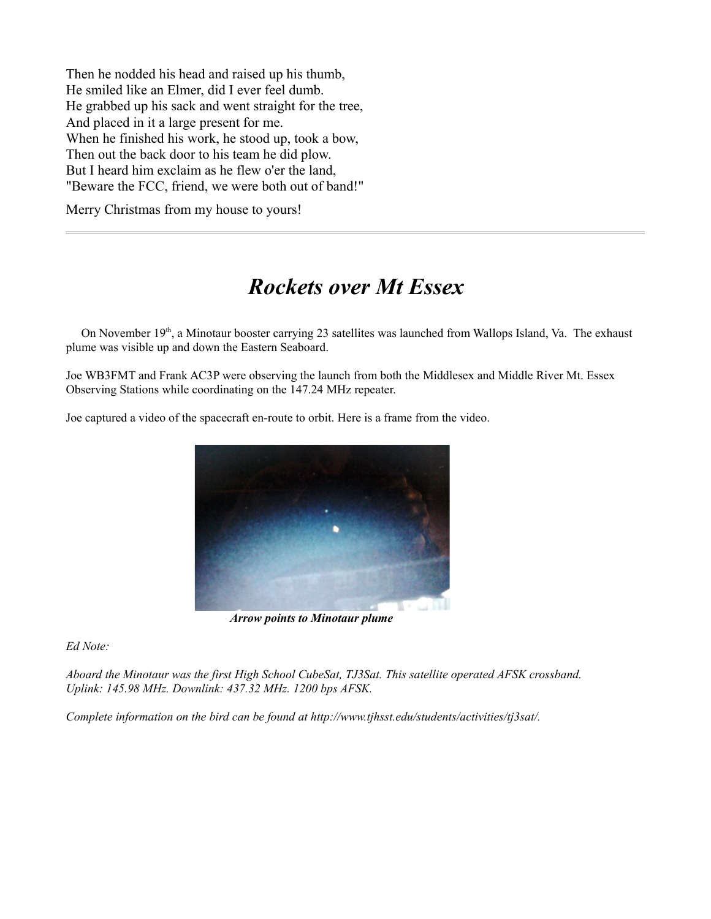Then he nodded his head and raised up his thumb,
He smiled like an Elmer, did I ever feel dumb.
He grabbed up his sack and went straight for the tree,
And placed in it a large present for me.
When he finished his work, he stood up, took a bow,
Then out the back door to his team he did plow.
But I heard him exclaim as he flew o'er the land,
"Beware the FCC, friend, we were both out of band!"

Merry Christmas from my house to yours!

---

# *Rockets over Mt Essex*

On November 19th, a Minotaur booster carrying 23 satellites was launched from Wallops Island, Va. The exhaust plume was visible up and down the Eastern Seaboard.

Joe WB3FMT and Frank AC3P were observing the launch from both the Middlesex and Middle River Mt. Essex Observing Stations while coordinating on the 147.24 MHz repeater.

Joe captured a video of the spacecraft en-route to orbit. Here is a frame from the video.

***Arrow points to Minotaur plume***

*Ed Note:*

*Aboard the Minotaur was the first High School CubeSat, TJ3Sat. This satellite operated AFSK crossband. Uplink: 145.98 MHz. Downlink: 437.32 MHz. 1200 bps AFSK.*

*Complete information on the bird can be found at http://www.tjhsst.edu/students/activities/tj3sat/.*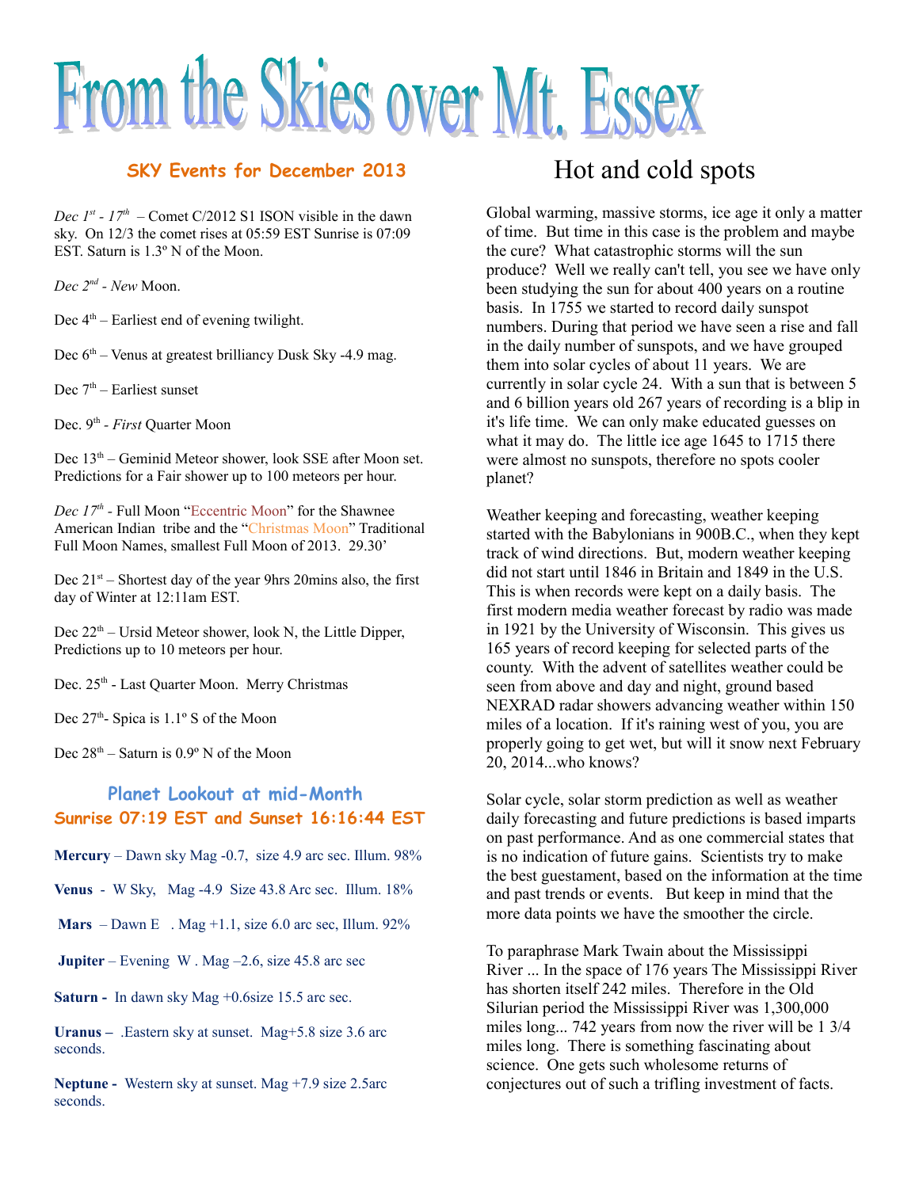# From the Skies over Mt. Essex

## SKY Events for December 2013

*Dec 1st - 17th* – Comet C/2012 S1 ISON visible in the dawn sky. On 12/3 the comet rises at 05:59 EST Sunrise is 07:09 EST. Saturn is 1.3º N of the Moon.

*Dec 2nd - New* Moon.

Dec 4th – Earliest end of evening twilight.

Dec 6th – Venus at greatest brilliancy Dusk Sky -4.9 mag.

Dec 7th – Earliest sunset

Dec. 9th - *First* Quarter Moon

Dec 13th – Geminid Meteor shower, look SSE after Moon set. Predictions for a Fair shower up to 100 meteors per hour.

*Dec 17th* - Full Moon "Eccentric Moon" for the Shawnee American Indian tribe and the "Christmas Moon" Traditional Full Moon Names, smallest Full Moon of 2013. 29.30'

Dec 21st – Shortest day of the year 9hrs 20mins also, the first day of Winter at 12:11am EST.

Dec 22th – Ursid Meteor shower, look N, the Little Dipper, Predictions up to 10 meteors per hour.

Dec. 25th - Last Quarter Moon. Merry Christmas

Dec 27th- Spica is 1.1º S of the Moon

Dec 28th – Saturn is 0.9º N of the Moon

## Planet Lookout at mid-Month
### Sunrise 07:19 EST and Sunset 16:16:44 EST

**Mercury** – Dawn sky Mag -0.7, size 4.9 arc sec. Illum. 98%

**Venus** - W Sky, Mag -4.9 Size 43.8 Arc sec. Illum. 18%

**Mars** – Dawn E . Mag +1.1, size 6.0 arc sec, Illum. 92%

**Jupiter** – Evening W . Mag –2.6, size 45.8 arc sec

**Saturn -** In dawn sky Mag +0.6size 15.5 arc sec.

**Uranus –** .Eastern sky at sunset. Mag+5.8 size 3.6 arc seconds.

**Neptune -** Western sky at sunset. Mag +7.9 size 2.5arc seconds.

# Hot and cold spots

Global warming, massive storms, ice age it only a matter of time. But time in this case is the problem and maybe the cure? What catastrophic storms will the sun produce? Well we really can't tell, you see we have only been studying the sun for about 400 years on a routine basis. In 1755 we started to record daily sunspot numbers. During that period we have seen a rise and fall in the daily number of sunspots, and we have grouped them into solar cycles of about 11 years. We are currently in solar cycle 24. With a sun that is between 5 and 6 billion years old 267 years of recording is a blip in it's life time. We can only make educated guesses on what it may do. The little ice age 1645 to 1715 there were almost no sunspots, therefore no spots cooler planet?

Weather keeping and forecasting, weather keeping started with the Babylonians in 900B.C., when they kept track of wind directions. But, modern weather keeping did not start until 1846 in Britain and 1849 in the U.S. This is when records were kept on a daily basis. The first modern media weather forecast by radio was made in 1921 by the University of Wisconsin. This gives us 165 years of record keeping for selected parts of the county. With the advent of satellites weather could be seen from above and day and night, ground based NEXRAD radar showers advancing weather within 150 miles of a location. If it's raining west of you, you are properly going to get wet, but will it snow next February 20, 2014...who knows?

Solar cycle, solar storm prediction as well as weather daily forecasting and future predictions is based imparts on past performance. And as one commercial states that is no indication of future gains. Scientists try to make the best guestament, based on the information at the time and past trends or events. But keep in mind that the more data points we have the smoother the circle.

To paraphrase Mark Twain about the Mississippi River ... In the space of 176 years The Mississippi River has shorten itself 242 miles. Therefore in the Old Silurian period the Mississippi River was 1,300,000 miles long... 742 years from now the river will be 1 3/4 miles long. There is something fascinating about science. One gets such wholesome returns of conjectures out of such a trifling investment of facts.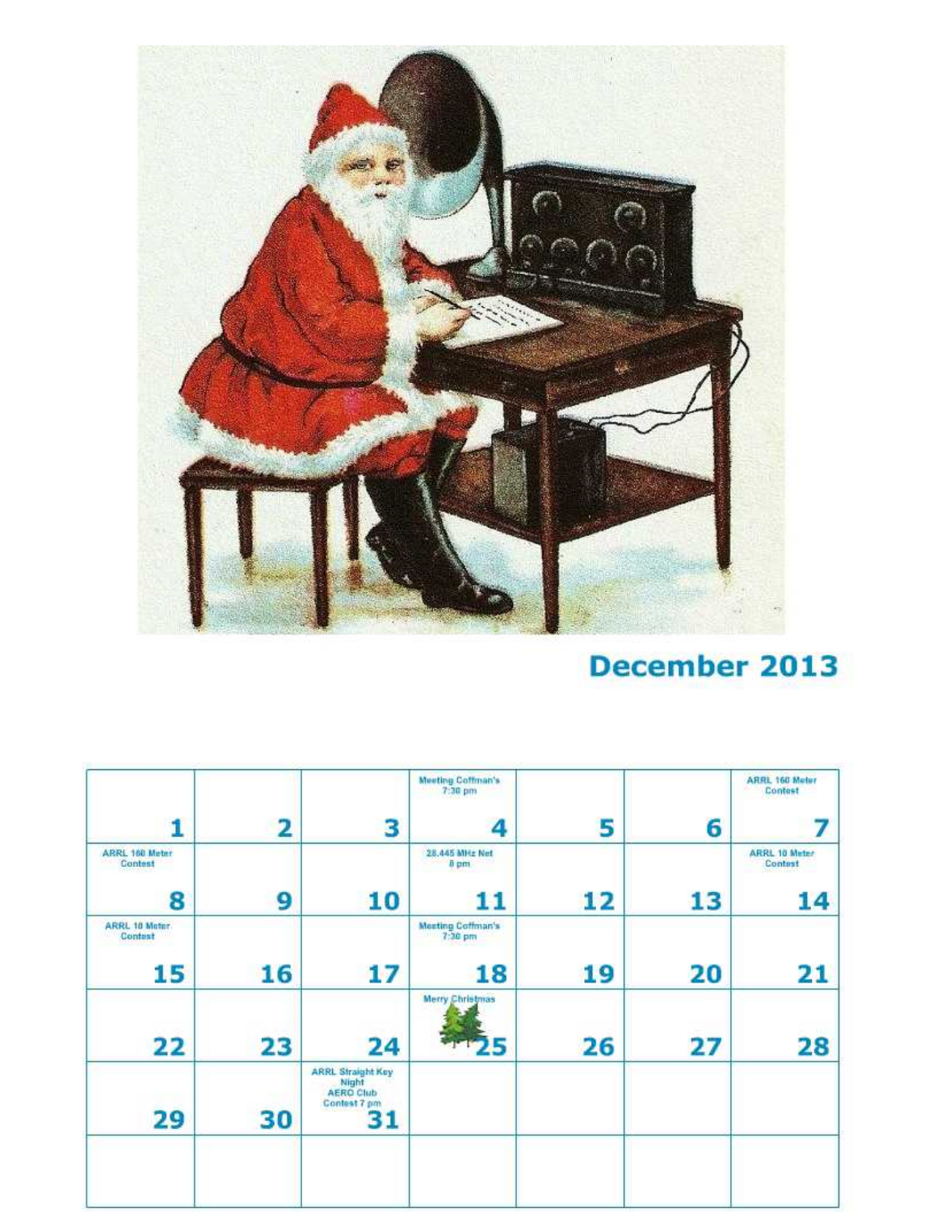## December 2013

| | | | | | | |
|---|---|---|---|---|---|---|
| 1 | 2 | 3 | Meeting Coffman's 7:30 pm 4 | 5 | 6 | ARRL 160 Meter Contest 7 |
| ARRL 160 Meter Contest 8 | 9 | 10 | 28.445 MHz Net 8 pm 11 | 12 | 13 | ARRL 10 Meter Contest 14 |
| ARRL 10 Meter Contest 15 | 16 | 17 | Meeting Coffman's 7:30 pm 18 | 19 | 20 | 21 |
| 22 | 23 | 24 | Merry Christmas 25 | 26 | 27 | 28 |
| 29 | 30 | ARRL Straight Key Night AERO Club Contest 7 pm 31 | | | | |
| | | | | | | |